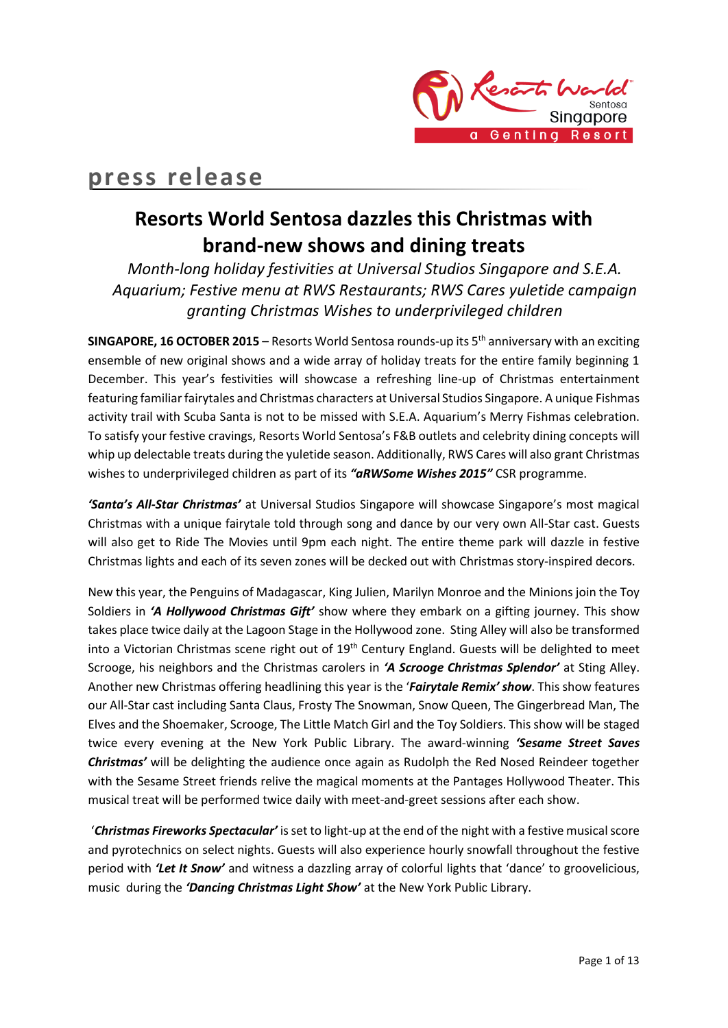press release

# Resorts World Sentosa dazzles this Christmas with brand-new shows and dining treats

*Month-long holiday festivities at Universal Studios Singapore and S.E.A. Aquarium; Festive menu at RWS Restaurants; RWS Cares yuletide campaign granting Christmas Wishes to underprivileged children*

**SINGAPORE, 16 OCTOBER 2015** – Resorts World Sentosa rounds-up its 5th anniversary with an exciting ensemble of new original shows and a wide array of holiday treats for the entire family beginning 1 December. This year's festivities will showcase a refreshing line-up of Christmas entertainment featuring familiar fairytales and Christmas characters at Universal Studios Singapore. A unique Fishmas activity trail with Scuba Santa is not to be missed with S.E.A. Aquarium's Merry Fishmas celebration. To satisfy your festive cravings, Resorts World Sentosa's F&B outlets and celebrity dining concepts will whip up delectable treats during the yuletide season. Additionally, RWS Cares will also grant Christmas wishes to underprivileged children as part of its ***"aRWSome Wishes 2015"*** CSR programme.

***'Santa's All-Star Christmas'*** at Universal Studios Singapore will showcase Singapore's most magical Christmas with a unique fairytale told through song and dance by our very own All-Star cast. Guests will also get to Ride The Movies until 9pm each night. The entire theme park will dazzle in festive Christmas lights and each of its seven zones will be decked out with Christmas story-inspired decor~~s~~.

New this year, the Penguins of Madagascar, King Julien, Marilyn Monroe and the Minions join the Toy Soldiers in ***'A Hollywood Christmas Gift'*** show where they embark on a gifting journey. This show takes place twice daily at the Lagoon Stage in the Hollywood zone. Sting Alley will also be transformed into a Victorian Christmas scene right out of 19th Century England. Guests will be delighted to meet Scrooge, his neighbors and the Christmas carolers in ***'A Scrooge Christmas Splendor'*** at Sting Alley. Another new Christmas offering headlining this year is the '***Fairytale Remix' show***. This show features our All-Star cast including Santa Claus, Frosty The Snowman, Snow Queen, The Gingerbread Man, The Elves and the Shoemaker, Scrooge, The Little Match Girl and the Toy Soldiers. This show will be staged twice every evening at the New York Public Library. The award-winning ***'Sesame Street Saves Christmas'*** will be delighting the audience once again as Rudolph the Red Nosed Reindeer together with the Sesame Street friends relive the magical moments at the Pantages Hollywood Theater. This musical treat will be performed twice daily with meet-and-greet sessions after each show.

'***Christmas Fireworks Spectacular'*** is set to light-up at the end of the night with a festive musical score and pyrotechnics on select nights. Guests will also experience hourly snowfall throughout the festive period with ***'Let It Snow'*** and witness a dazzling array of colorful lights that 'dance' to groovelicious, music during the ***'Dancing Christmas Light Show'*** at the New York Public Library.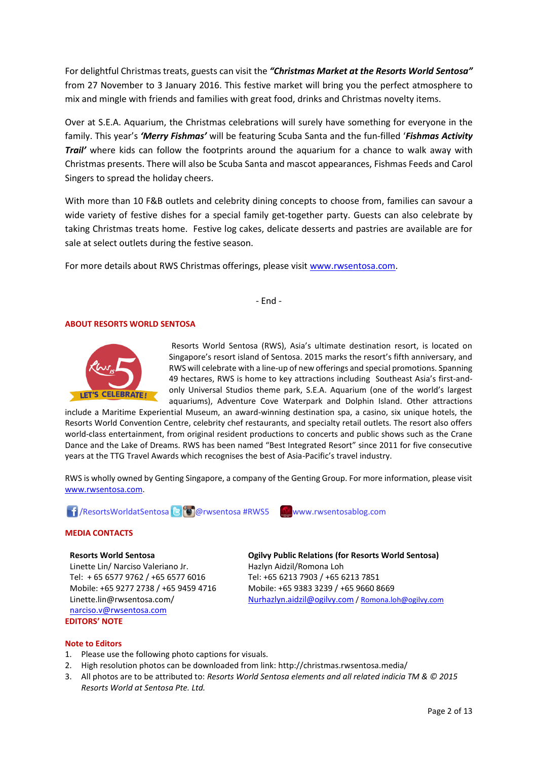For delightful Christmas treats, guests can visit the ***"Christmas Market at the Resorts World Sentosa"*** from 27 November to 3 January 2016. This festive market will bring you the perfect atmosphere to mix and mingle with friends and families with great food, drinks and Christmas novelty items.

Over at S.E.A. Aquarium, the Christmas celebrations will surely have something for everyone in the family. This year's ***'Merry Fishmas'*** will be featuring Scuba Santa and the fun-filled '***Fishmas Activity Trail'*** where kids can follow the footprints around the aquarium for a chance to walk away with Christmas presents. There will also be Scuba Santa and mascot appearances, Fishmas Feeds and Carol Singers to spread the holiday cheers.

With more than 10 F&B outlets and celebrity dining concepts to choose from, families can savour a wide variety of festive dishes for a special family get-together party. Guests can also celebrate by taking Christmas treats home. Festive log cakes, delicate desserts and pastries are available are for sale at select outlets during the festive season.

For more details about RWS Christmas offerings, please visit www.rwsentosa.com.

- End -

## ABOUT RESORTS WORLD SENTOSA

Resorts World Sentosa (RWS), Asia's ultimate destination resort, is located on Singapore's resort island of Sentosa. 2015 marks the resort's fifth anniversary, and RWS will celebrate with a line-up of new offerings and special promotions. Spanning 49 hectares, RWS is home to key attractions including Southeast Asia's first-and-only Universal Studios theme park, S.E.A. Aquarium (one of the world's largest aquariums), Adventure Cove Waterpark and Dolphin Island. Other attractions include a Maritime Experiential Museum, an award-winning destination spa, a casino, six unique hotels, the Resorts World Convention Centre, celebrity chef restaurants, and specialty retail outlets. The resort also offers world-class entertainment, from original resident productions to concerts and public shows such as the Crane Dance and the Lake of Dreams. RWS has been named "Best Integrated Resort" since 2011 for five consecutive years at the TTG Travel Awards which recognises the best of Asia-Pacific's travel industry.

RWS is wholly owned by Genting Singapore, a company of the Genting Group. For more information, please visit www.rwsentosa.com.

/ResortsWorldatSentosa @rwsentosa #RWS5 www.rwsentosablog.com

## MEDIA CONTACTS

**Resorts World Sentosa**
Linette Lin/ Narciso Valeriano Jr.
Tel: + 65 6577 9762 / +65 6577 6016
Mobile: +65 9277 2738 / +65 9459 4716
Linette.lin@rwsentosa.com/
narciso.v@rwsentosa.com

**Ogilvy Public Relations (for Resorts World Sentosa)**
Hazlyn Aidzil/Romona Loh
Tel: +65 6213 7903 / +65 6213 7851
Mobile: +65 9383 3239 / +65 9660 8669
Nurhazlyn.aidzil@ogilvy.com / Romona.loh@ogilvy.com

## EDITORS' NOTE

### Note to Editors

1. Please use the following photo captions for visuals.
2. High resolution photos can be downloaded from link: http://christmas.rwsentosa.media/
3. All photos are to be attributed to: *Resorts World Sentosa elements and all related indicia TM & © 2015 Resorts World at Sentosa Pte. Ltd.*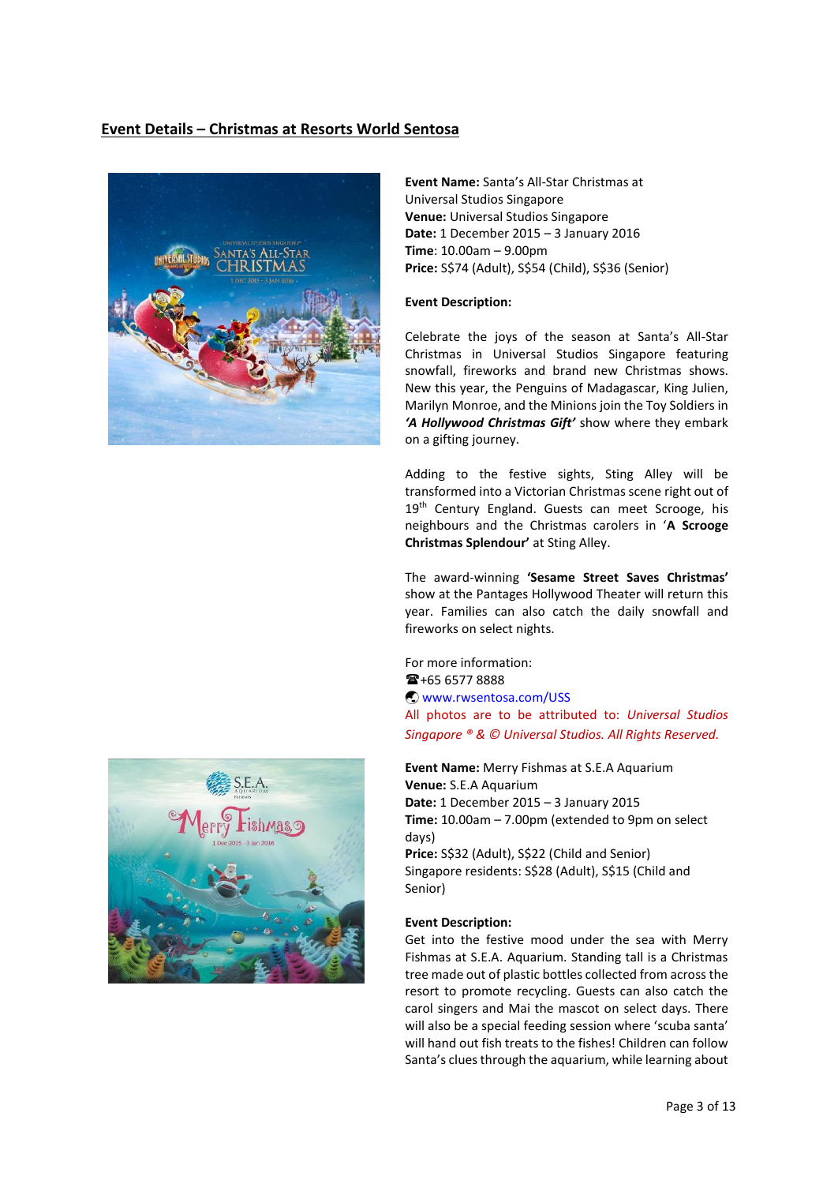## Event Details – Christmas at Resorts World Sentosa

**Event Name:** Santa's All-Star Christmas at Universal Studios Singapore
**Venue:** Universal Studios Singapore
**Date:** 1 December 2015 – 3 January 2016
**Time**: 10.00am – 9.00pm
**Price:** S$74 (Adult), S$54 (Child), S$36 (Senior)

**Event Description:**

Celebrate the joys of the season at Santa's All-Star Christmas in Universal Studios Singapore featuring snowfall, fireworks and brand new Christmas shows. New this year, the Penguins of Madagascar, King Julien, Marilyn Monroe, and the Minions join the Toy Soldiers in ***'A Hollywood Christmas Gift'*** show where they embark on a gifting journey.

Adding to the festive sights, Sting Alley will be transformed into a Victorian Christmas scene right out of 19th Century England. Guests can meet Scrooge, his neighbours and the Christmas carolers in '**A Scrooge Christmas Splendour'** at Sting Alley.

The award-winning **'Sesame Street Saves Christmas'** show at the Pantages Hollywood Theater will return this year. Families can also catch the daily snowfall and fireworks on select nights.

For more information:
☎+65 6577 8888
🌐 www.rwsentosa.com/USS
All photos are to be attributed to: *Universal Studios Singapore ® & © Universal Studios. All Rights Reserved.*

**Event Name:** Merry Fishmas at S.E.A Aquarium
**Venue:** S.E.A Aquarium
**Date:** 1 December 2015 – 3 January 2015
**Time:** 10.00am – 7.00pm (extended to 9pm on select days)
**Price:** S$32 (Adult), S$22 (Child and Senior)
Singapore residents: S$28 (Adult), S$15 (Child and Senior)

**Event Description:**
Get into the festive mood under the sea with Merry Fishmas at S.E.A. Aquarium. Standing tall is a Christmas tree made out of plastic bottles collected from across the resort to promote recycling. Guests can also catch the carol singers and Mai the mascot on select days. There will also be a special feeding session where 'scuba santa' will hand out fish treats to the fishes! Children can follow Santa's clues through the aquarium, while learning about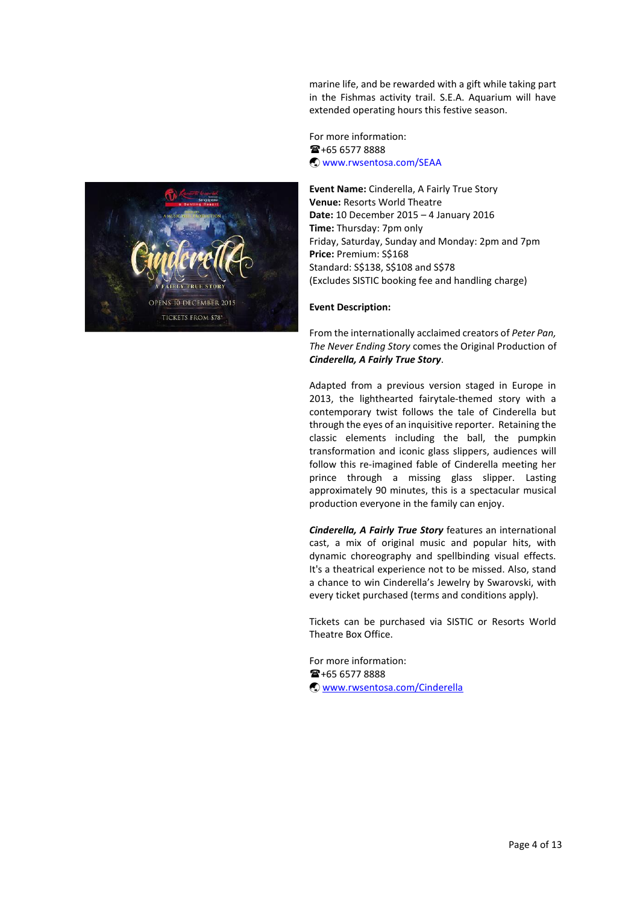marine life, and be rewarded with a gift while taking part in the Fishmas activity trail. S.E.A. Aquarium will have extended operating hours this festive season.

For more information:
☎+65 6577 8888
🌏 www.rwsentosa.com/SEAA

**Event Name:** Cinderella, A Fairly True Story
**Venue:** Resorts World Theatre
**Date:** 10 December 2015 – 4 January 2016
**Time:** Thursday: 7pm only
Friday, Saturday, Sunday and Monday: 2pm and 7pm
**Price:** Premium: S$168
Standard: S$138, S$108 and S$78
(Excludes SISTIC booking fee and handling charge)

**Event Description:**

From the internationally acclaimed creators of *Peter Pan, The Never Ending Story* comes the Original Production of ***Cinderella, A Fairly True Story***.

Adapted from a previous version staged in Europe in 2013, the lighthearted fairytale-themed story with a contemporary twist follows the tale of Cinderella but through the eyes of an inquisitive reporter. Retaining the classic elements including the ball, the pumpkin transformation and iconic glass slippers, audiences will follow this re-imagined fable of Cinderella meeting her prince through a missing glass slipper. Lasting approximately 90 minutes, this is a spectacular musical production everyone in the family can enjoy.

***Cinderella, A Fairly True Story*** features an international cast, a mix of original music and popular hits, with dynamic choreography and spellbinding visual effects. It's a theatrical experience not to be missed. Also, stand a chance to win Cinderella's Jewelry by Swarovski, with every ticket purchased (terms and conditions apply).

Tickets can be purchased via SISTIC or Resorts World Theatre Box Office.

For more information:
☎+65 6577 8888
🌏 www.rwsentosa.com/Cinderella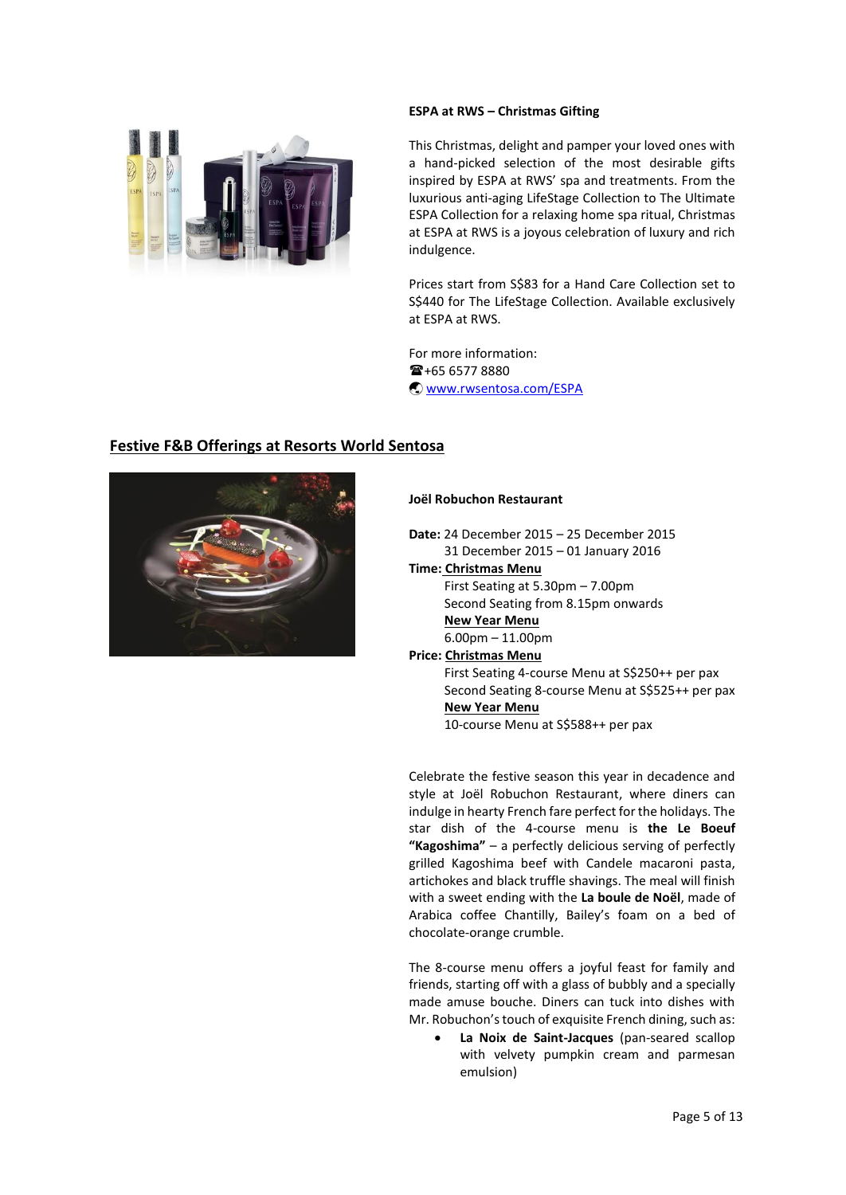**ESPA at RWS – Christmas Gifting**

This Christmas, delight and pamper your loved ones with a hand-picked selection of the most desirable gifts inspired by ESPA at RWS' spa and treatments. From the luxurious anti-aging LifeStage Collection to The Ultimate ESPA Collection for a relaxing home spa ritual, Christmas at ESPA at RWS is a joyous celebration of luxury and rich indulgence.

Prices start from S$83 for a Hand Care Collection set to S$440 for The LifeStage Collection. Available exclusively at ESPA at RWS.

For more information:
☎+65 6577 8880
[www.rwsentosa.com/ESPA](http://www.rwsentosa.com/ESPA)

## Festive F&B Offerings at Resorts World Sentosa

**Joël Robuchon Restaurant**

**Date:** 24 December 2015 – 25 December 2015
31 December 2015 – 01 January 2016

**Time:** **Christmas Menu**
First Seating at 5.30pm – 7.00pm
Second Seating from 8.15pm onwards
**New Year Menu**
6.00pm – 11.00pm

**Price:** **Christmas Menu**
First Seating 4-course Menu at S$250++ per pax
Second Seating 8-course Menu at S$525++ per pax
**New Year Menu**
10-course Menu at S$588++ per pax

Celebrate the festive season this year in decadence and style at Joël Robuchon Restaurant, where diners can indulge in hearty French fare perfect for the holidays. The star dish of the 4-course menu is **the Le Boeuf "Kagoshima"** – a perfectly delicious serving of perfectly grilled Kagoshima beef with Candele macaroni pasta, artichokes and black truffle shavings. The meal will finish with a sweet ending with the **La boule de Noël**, made of Arabica coffee Chantilly, Bailey's foam on a bed of chocolate-orange crumble.

The 8-course menu offers a joyful feast for family and friends, starting off with a glass of bubbly and a specially made amuse bouche. Diners can tuck into dishes with Mr. Robuchon's touch of exquisite French dining, such as:

- **La Noix de Saint-Jacques** (pan-seared scallop with velvety pumpkin cream and parmesan emulsion)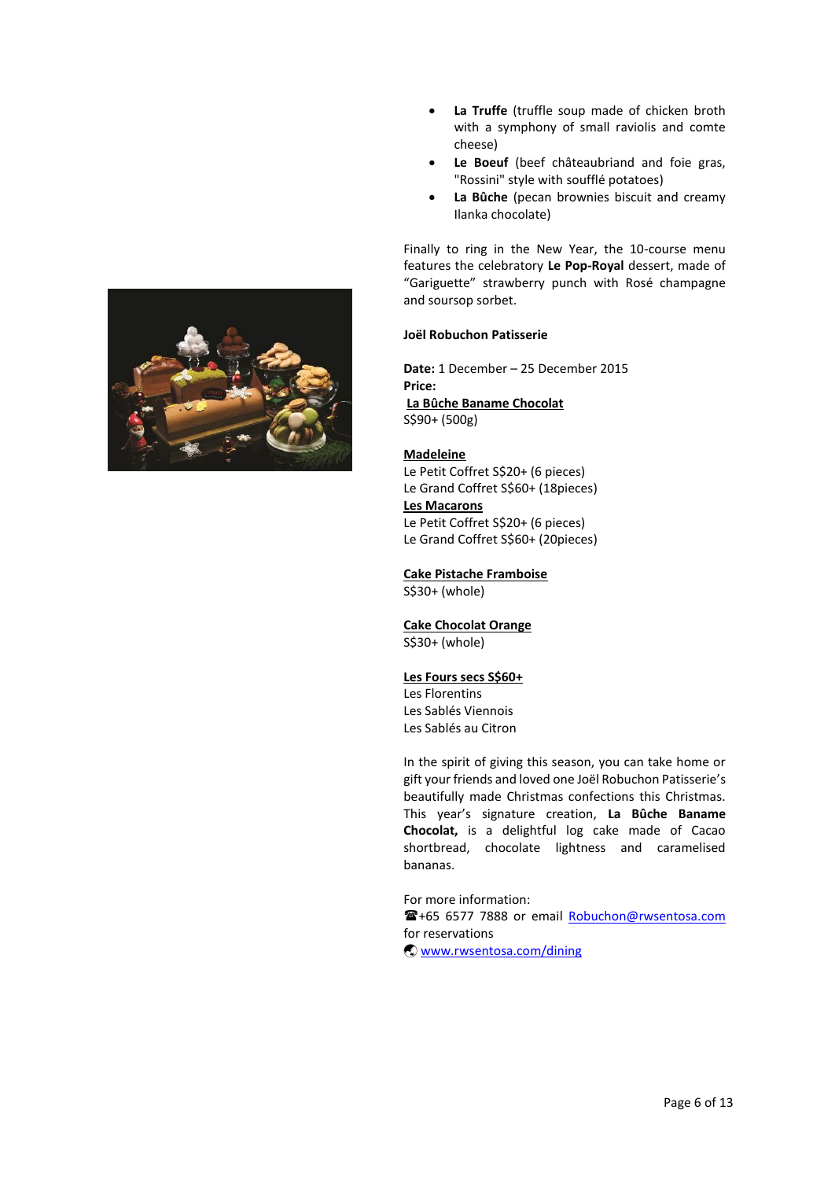- **La Truffe** (truffle soup made of chicken broth with a symphony of small raviolis and comte cheese)
- **Le Boeuf** (beef châteaubriand and foie gras, "Rossini" style with soufflé potatoes)
- **La Bûche** (pecan brownies biscuit and creamy Ilanka chocolate)

Finally to ring in the New Year, the 10-course menu features the celebratory **Le Pop-Royal** dessert, made of "Gariguette" strawberry punch with Rosé champagne and soursop sorbet.

**Joël Robuchon Patisserie**

**Date:** 1 December – 25 December 2015
**Price:**
**La Bûche Banane Chocolat**
S$90+ (500g)

**Madeleine**
Le Petit Coffret S$20+ (6 pieces)
Le Grand Coffret S$60+ (18pieces)
**Les Macarons**
Le Petit Coffret S$20+ (6 pieces)
Le Grand Coffret S$60+ (20pieces)

**Cake Pistache Framboise**
S$30+ (whole)

**Cake Chocolat Orange**
S$30+ (whole)

**Les Fours secs S$60+**
Les Florentins
Les Sablés Viennois
Les Sablés au Citron

In the spirit of giving this season, you can take home or gift your friends and loved one Joël Robuchon Patisserie's beautifully made Christmas confections this Christmas. This year's signature creation, **La Bûche Banane Chocolat,** is a delightful log cake made of Cacao shortbread, chocolate lightness and caramelised bananas.

For more information:
☎+65 6577 7888 or email Robuchon@rwsentosa.com for reservations
🌐 www.rwsentosa.com/dining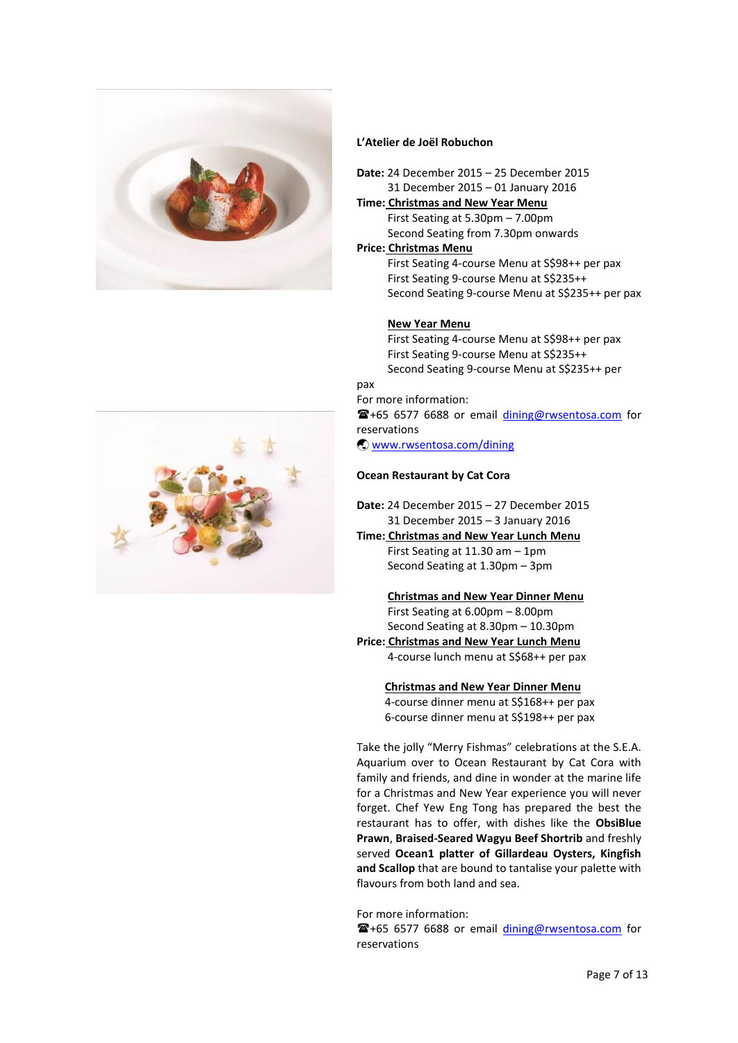**L'Atelier de Joël Robuchon**

**Date:** 24 December 2015 – 25 December 2015
31 December 2015 – 01 January 2016

**Time:** <u>Christmas and New Year Menu</u>
First Seating at 5.30pm – 7.00pm
Second Seating from 7.30pm onwards

**Price:** <u>Christmas Menu</u>
First Seating 4-course Menu at S$98++ per pax
First Seating 9-course Menu at S$235++
Second Seating 9-course Menu at S$235++ per pax

<u>New Year Menu</u>
First Seating 4-course Menu at S$98++ per pax
First Seating 9-course Menu at S$235++
Second Seating 9-course Menu at S$235++ per pax

For more information:
☎+65 6577 6688 or email dining@rwsentosa.com for reservations
www.rwsentosa.com/dining

**Ocean Restaurant by Cat Cora**

**Date:** 24 December 2015 – 27 December 2015
31 December 2015 – 3 January 2016

**Time:** <u>Christmas and New Year Lunch Menu</u>
First Seating at 11.30 am – 1pm
Second Seating at 1.30pm – 3pm

<u>Christmas and New Year Dinner Menu</u>
First Seating at 6.00pm – 8.00pm
Second Seating at 8.30pm – 10.30pm

**Price:** <u>Christmas and New Year Lunch Menu</u>
4-course lunch menu at S$68++ per pax

<u>Christmas and New Year Dinner Menu</u>
4-course dinner menu at S$168++ per pax
6-course dinner menu at S$198++ per pax

Take the jolly "Merry Fishmas" celebrations at the S.E.A. Aquarium over to Ocean Restaurant by Cat Cora with family and friends, and dine in wonder at the marine life for a Christmas and New Year experience you will never forget. Chef Yew Eng Tong has prepared the best the restaurant has to offer, with dishes like the **ObsiBlue Prawn**, **Braised-Seared Wagyu Beef Shortrib** and freshly served **Ocean1 platter of Gillardeau Oysters, Kingfish and Scallop** that are bound to tantalise your palette with flavours from both land and sea.

For more information:
☎+65 6577 6688 or email dining@rwsentosa.com for reservations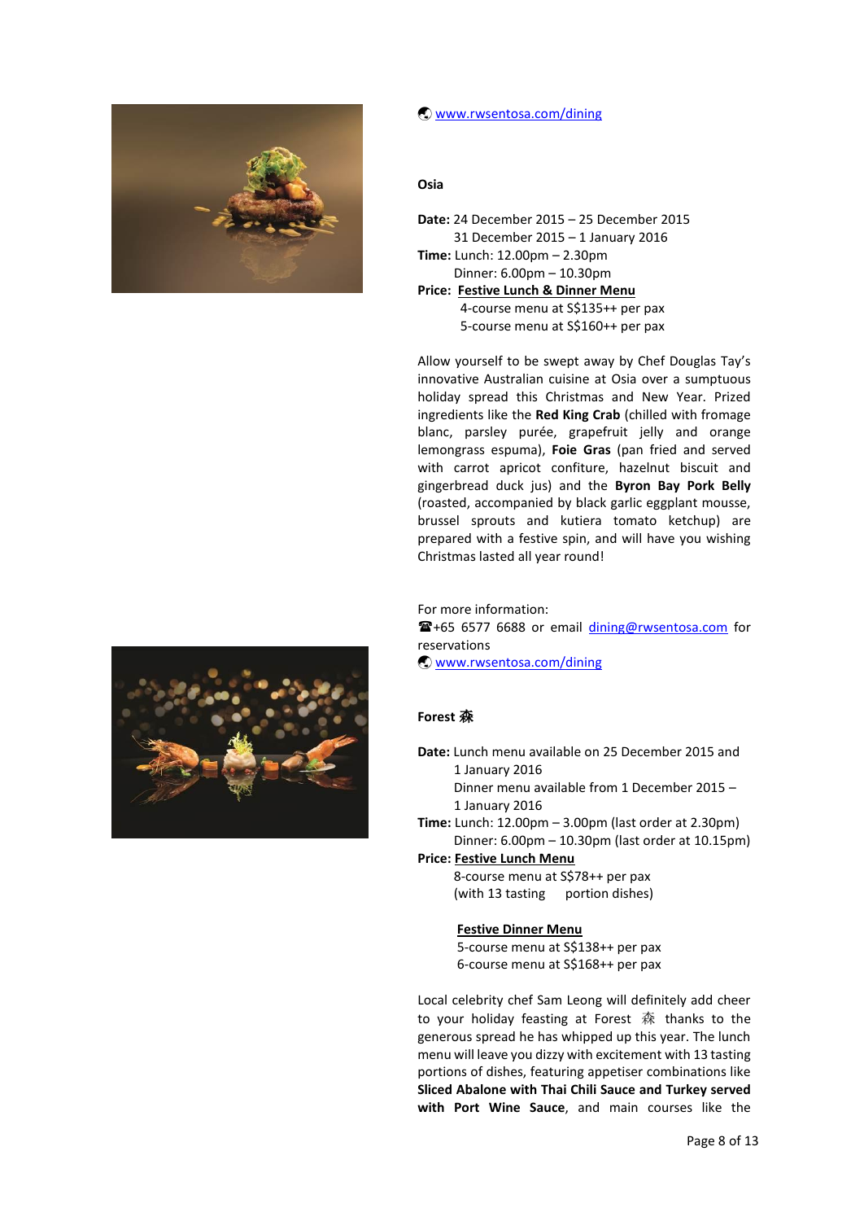🌐 [www.rwsentosa.com/dining](http://www.rwsentosa.com/dining)

**Osia**

**Date:** 24 December 2015 – 25 December 2015
31 December 2015 – 1 January 2016

**Time:** Lunch: 12.00pm – 2.30pm
Dinner: 6.00pm – 10.30pm

**Price:** **Festive Lunch & Dinner Menu**
4-course menu at S$135++ per pax
5-course menu at S$160++ per pax

Allow yourself to be swept away by Chef Douglas Tay's innovative Australian cuisine at Osia over a sumptuous holiday spread this Christmas and New Year. Prized ingredients like the **Red King Crab** (chilled with fromage blanc, parsley purée, grapefruit jelly and orange lemongrass espuma), **Foie Gras** (pan fried and served with carrot apricot confiture, hazelnut biscuit and gingerbread duck jus) and the **Byron Bay Pork Belly** (roasted, accompanied by black garlic eggplant mousse, brussel sprouts and kutiera tomato ketchup) are prepared with a festive spin, and will have you wishing Christmas lasted all year round!

For more information:
☎+65 6577 6688 or email [dining@rwsentosa.com](mailto:dining@rwsentosa.com) for reservations
🌐 [www.rwsentosa.com/dining](http://www.rwsentosa.com/dining)

**Forest 森**

**Date:** Lunch menu available on 25 December 2015 and 1 January 2016
Dinner menu available from 1 December 2015 – 1 January 2016

**Time:** Lunch: 12.00pm – 3.00pm (last order at 2.30pm)
Dinner: 6.00pm – 10.30pm (last order at 10.15pm)

**Price:** **Festive Lunch Menu**
8-course menu at S$78++ per pax
(with 13 tasting portion dishes)

**Festive Dinner Menu**
5-course menu at S$138++ per pax
6-course menu at S$168++ per pax

Local celebrity chef Sam Leong will definitely add cheer to your holiday feasting at Forest 森 thanks to the generous spread he has whipped up this year. The lunch menu will leave you dizzy with excitement with 13 tasting portions of dishes, featuring appetiser combinations like **Sliced Abalone with Thai Chili Sauce and Turkey served with Port Wine Sauce**, and main courses like the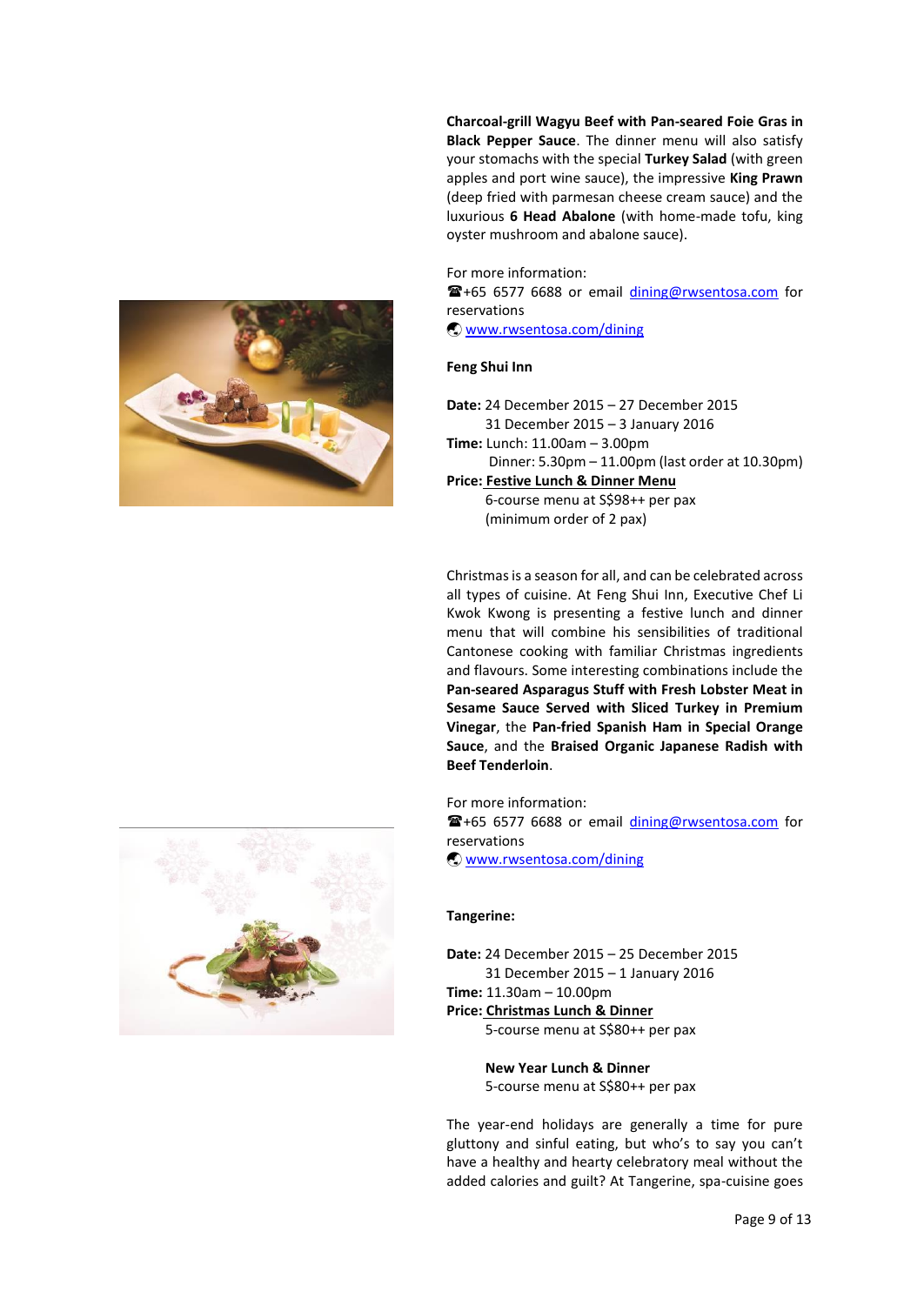**Charcoal-grill Wagyu Beef with Pan-seared Foie Gras in Black Pepper Sauce**. The dinner menu will also satisfy your stomachs with the special **Turkey Salad** (with green apples and port wine sauce), the impressive **King Prawn** (deep fried with parmesan cheese cream sauce) and the luxurious **6 Head Abalone** (with home-made tofu, king oyster mushroom and abalone sauce).

For more information:
☎+65 6577 6688 or email dining@rwsentosa.com for reservations
🌍 www.rwsentosa.com/dining

**Feng Shui Inn**

**Date:** 24 December 2015 – 27 December 2015
31 December 2015 – 3 January 2016
**Time:** Lunch: 11.00am – 3.00pm
Dinner: 5.30pm – 11.00pm (last order at 10.30pm)
**Price:** **Festive Lunch & Dinner Menu**
6-course menu at S$98++ per pax
(minimum order of 2 pax)

Christmas is a season for all, and can be celebrated across all types of cuisine. At Feng Shui Inn, Executive Chef Li Kwok Kwong is presenting a festive lunch and dinner menu that will combine his sensibilities of traditional Cantonese cooking with familiar Christmas ingredients and flavours. Some interesting combinations include the **Pan-seared Asparagus Stuff with Fresh Lobster Meat in Sesame Sauce Served with Sliced Turkey in Premium Vinegar**, the **Pan-fried Spanish Ham in Special Orange Sauce**, and the **Braised Organic Japanese Radish with Beef Tenderloin**.

For more information:
☎+65 6577 6688 or email dining@rwsentosa.com for reservations
🌍 www.rwsentosa.com/dining

**Tangerine:**

**Date:** 24 December 2015 – 25 December 2015
31 December 2015 – 1 January 2016
**Time:** 11.30am – 10.00pm
**Price:** **Christmas Lunch & Dinner**
5-course menu at S$80++ per pax

**New Year Lunch & Dinner**
5-course menu at S$80++ per pax

The year-end holidays are generally a time for pure gluttony and sinful eating, but who's to say you can't have a healthy and hearty celebratory meal without the added calories and guilt? At Tangerine, spa-cuisine goes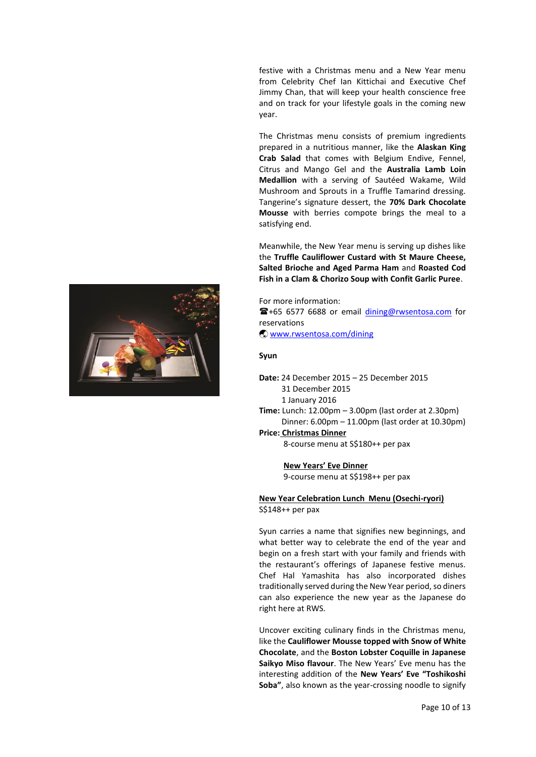festive with a Christmas menu and a New Year menu from Celebrity Chef Ian Kittichai and Executive Chef Jimmy Chan, that will keep your health conscience free and on track for your lifestyle goals in the coming new year.

The Christmas menu consists of premium ingredients prepared in a nutritious manner, like the **Alaskan King Crab Salad** that comes with Belgium Endive, Fennel, Citrus and Mango Gel and the **Australia Lamb Loin Medallion** with a serving of Sautéed Wakame, Wild Mushroom and Sprouts in a Truffle Tamarind dressing. Tangerine's signature dessert, the **70% Dark Chocolate Mousse** with berries compote brings the meal to a satisfying end.

Meanwhile, the New Year menu is serving up dishes like the **Truffle Cauliflower Custard with St Maure Cheese, Salted Brioche and Aged Parma Ham** and **Roasted Cod Fish in a Clam & Chorizo Soup with Confit Garlic Puree**.

For more information:
☎+65 6577 6688 or email dining@rwsentosa.com for reservations
www.rwsentosa.com/dining

**Syun**

**Date:** 24 December 2015 – 25 December 2015
31 December 2015
1 January 2016
**Time:** Lunch: 12.00pm – 3.00pm (last order at 2.30pm)
Dinner: 6.00pm – 11.00pm (last order at 10.30pm)
**Price:** **Christmas Dinner**
8-course menu at S$180++ per pax

**New Years' Eve Dinner**
9-course menu at S$198++ per pax

**New Year Celebration Lunch Menu (Osechi-ryori)**
S$148++ per pax

Syun carries a name that signifies new beginnings, and what better way to celebrate the end of the year and begin on a fresh start with your family and friends with the restaurant's offerings of Japanese festive menus. Chef Hal Yamashita has also incorporated dishes traditionally served during the New Year period, so diners can also experience the new year as the Japanese do right here at RWS.

Uncover exciting culinary finds in the Christmas menu, like the **Cauliflower Mousse topped with Snow of White Chocolate**, and the **Boston Lobster Coquille in Japanese Saikyo Miso flavour**. The New Years' Eve menu has the interesting addition of the **New Years' Eve "Toshikoshi Soba"**, also known as the year-crossing noodle to signify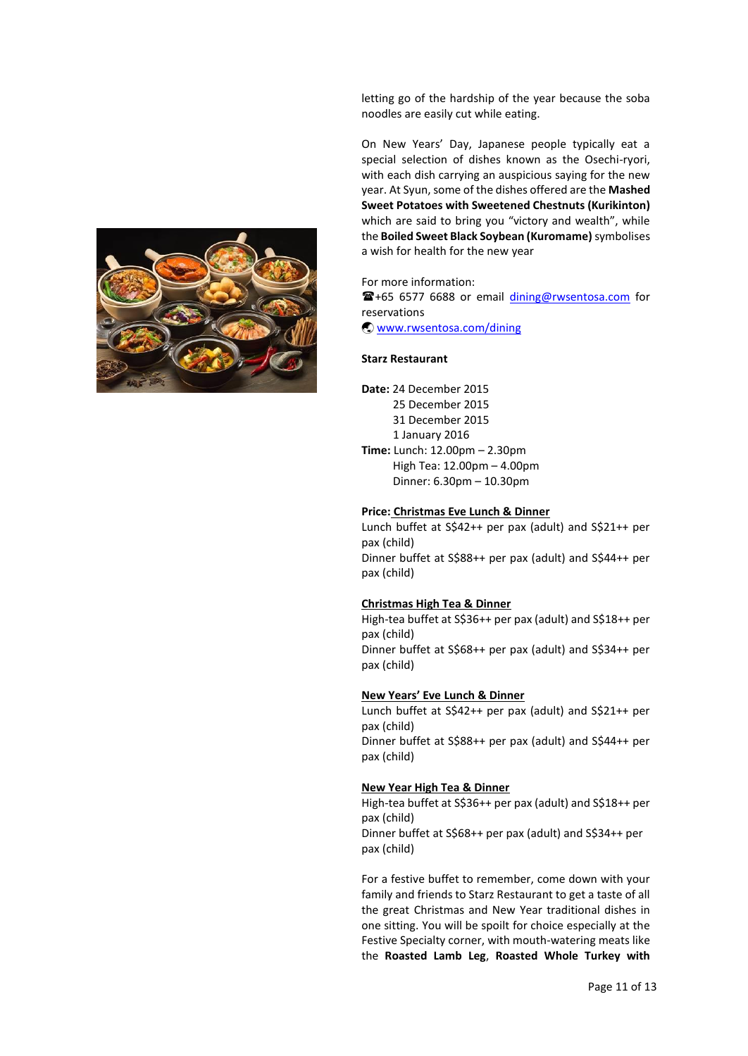letting go of the hardship of the year because the soba noodles are easily cut while eating.

On New Years' Day, Japanese people typically eat a special selection of dishes known as the Osechi-ryori, with each dish carrying an auspicious saying for the new year. At Syun, some of the dishes offered are the **Mashed Sweet Potatoes with Sweetened Chestnuts (Kurikinton)** which are said to bring you "victory and wealth", while the **Boiled Sweet Black Soybean (Kuromame)** symbolises a wish for health for the new year

For more information:
☎+65 6577 6688 or email dining@rwsentosa.com for reservations
🌐 www.rwsentosa.com/dining

**Starz Restaurant**

**Date:** 24 December 2015
25 December 2015
31 December 2015
1 January 2016

**Time:** Lunch: 12.00pm – 2.30pm
High Tea: 12.00pm – 4.00pm
Dinner: 6.30pm – 10.30pm

**Price:** **Christmas Eve Lunch & Dinner**
Lunch buffet at S$42++ per pax (adult) and S$21++ per pax (child)
Dinner buffet at S$88++ per pax (adult) and S$44++ per pax (child)

**Christmas High Tea & Dinner**
High-tea buffet at S$36++ per pax (adult) and S$18++ per pax (child)
Dinner buffet at S$68++ per pax (adult) and S$34++ per pax (child)

**New Years' Eve Lunch & Dinner**
Lunch buffet at S$42++ per pax (adult) and S$21++ per pax (child)
Dinner buffet at S$88++ per pax (adult) and S$44++ per pax (child)

**New Year High Tea & Dinner**
High-tea buffet at S$36++ per pax (adult) and S$18++ per pax (child)
Dinner buffet at S$68++ per pax (adult) and S$34++ per pax (child)

For a festive buffet to remember, come down with your family and friends to Starz Restaurant to get a taste of all the great Christmas and New Year traditional dishes in one sitting. You will be spoilt for choice especially at the Festive Specialty corner, with mouth-watering meats like the **Roasted Lamb Leg**, **Roasted Whole Turkey with**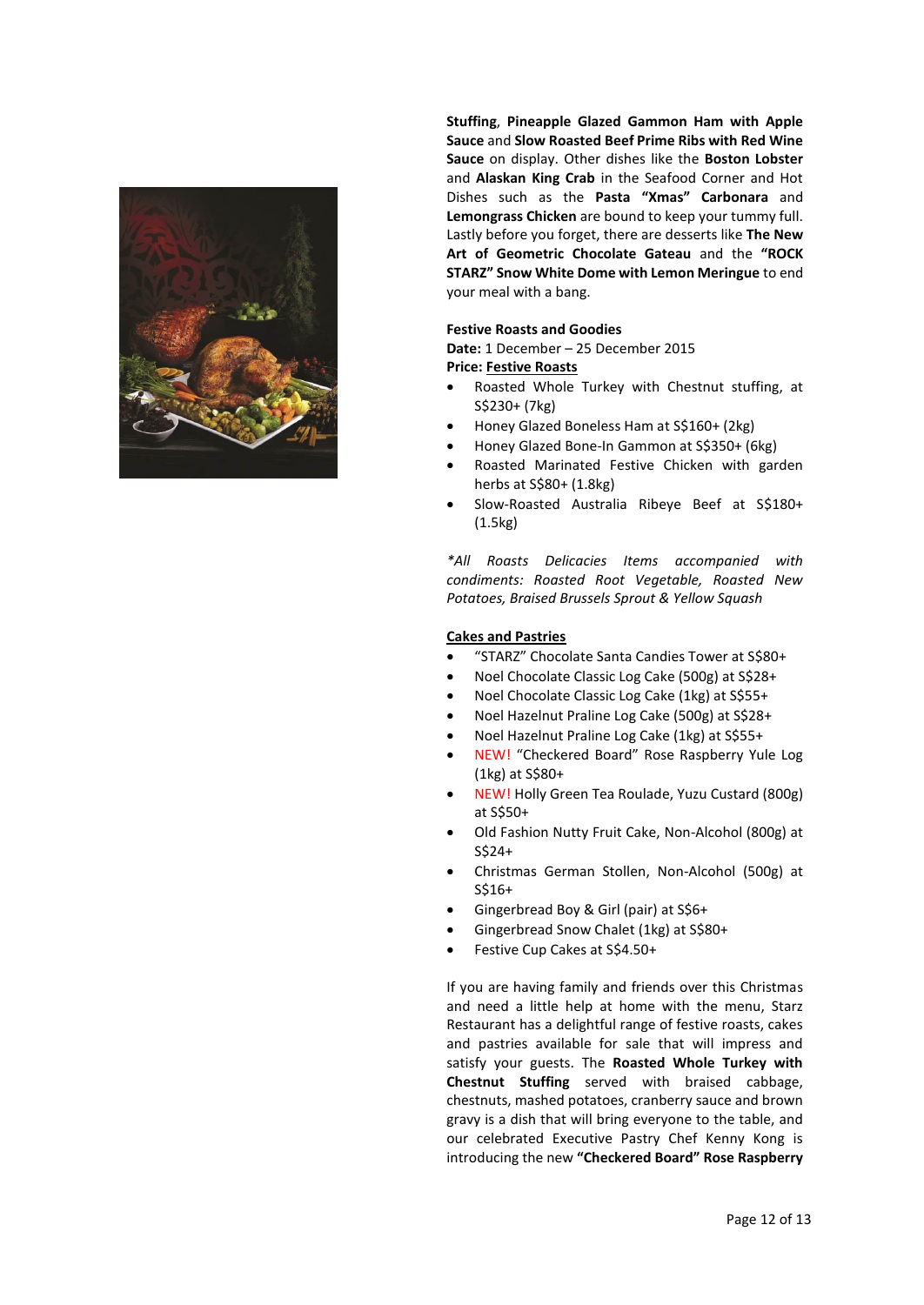**Stuffing**, **Pineapple Glazed Gammon Ham with Apple Sauce** and **Slow Roasted Beef Prime Ribs with Red Wine Sauce** on display. Other dishes like the **Boston Lobster** and **Alaskan King Crab** in the Seafood Corner and Hot Dishes such as the **Pasta "Xmas" Carbonara** and **Lemongrass Chicken** are bound to keep your tummy full. Lastly before you forget, there are desserts like **The New Art of Geometric Chocolate Gateau** and the **"ROCK STARZ" Snow White Dome with Lemon Meringue** to end your meal with a bang.

**Festive Roasts and Goodies**
**Date:** 1 December – 25 December 2015
**Price:** **Festive Roasts**

- Roasted Whole Turkey with Chestnut stuffing, at S$230+ (7kg)
- Honey Glazed Boneless Ham at S$160+ (2kg)
- Honey Glazed Bone-In Gammon at S$350+ (6kg)
- Roasted Marinated Festive Chicken with garden herbs at S$80+ (1.8kg)
- Slow-Roasted Australia Ribeye Beef at S$180+ (1.5kg)

*\*All Roasts Delicacies Items accompanied with condiments: Roasted Root Vegetable, Roasted New Potatoes, Braised Brussels Sprout & Yellow Squash*

**Cakes and Pastries**

- "STARZ" Chocolate Santa Candies Tower at S$80+
- Noel Chocolate Classic Log Cake (500g) at S$28+
- Noel Chocolate Classic Log Cake (1kg) at S$55+
- Noel Hazelnut Praline Log Cake (500g) at S$28+
- Noel Hazelnut Praline Log Cake (1kg) at S$55+
- NEW! "Checkered Board" Rose Raspberry Yule Log (1kg) at S$80+
- NEW! Holly Green Tea Roulade, Yuzu Custard (800g) at S$50+
- Old Fashion Nutty Fruit Cake, Non-Alcohol (800g) at S$24+
- Christmas German Stollen, Non-Alcohol (500g) at S$16+
- Gingerbread Boy & Girl (pair) at S$6+
- Gingerbread Snow Chalet (1kg) at S$80+
- Festive Cup Cakes at S$4.50+

If you are having family and friends over this Christmas and need a little help at home with the menu, Starz Restaurant has a delightful range of festive roasts, cakes and pastries available for sale that will impress and satisfy your guests. The **Roasted Whole Turkey with Chestnut Stuffing** served with braised cabbage, chestnuts, mashed potatoes, cranberry sauce and brown gravy is a dish that will bring everyone to the table, and our celebrated Executive Pastry Chef Kenny Kong is introducing the new **"Checkered Board" Rose Raspberry**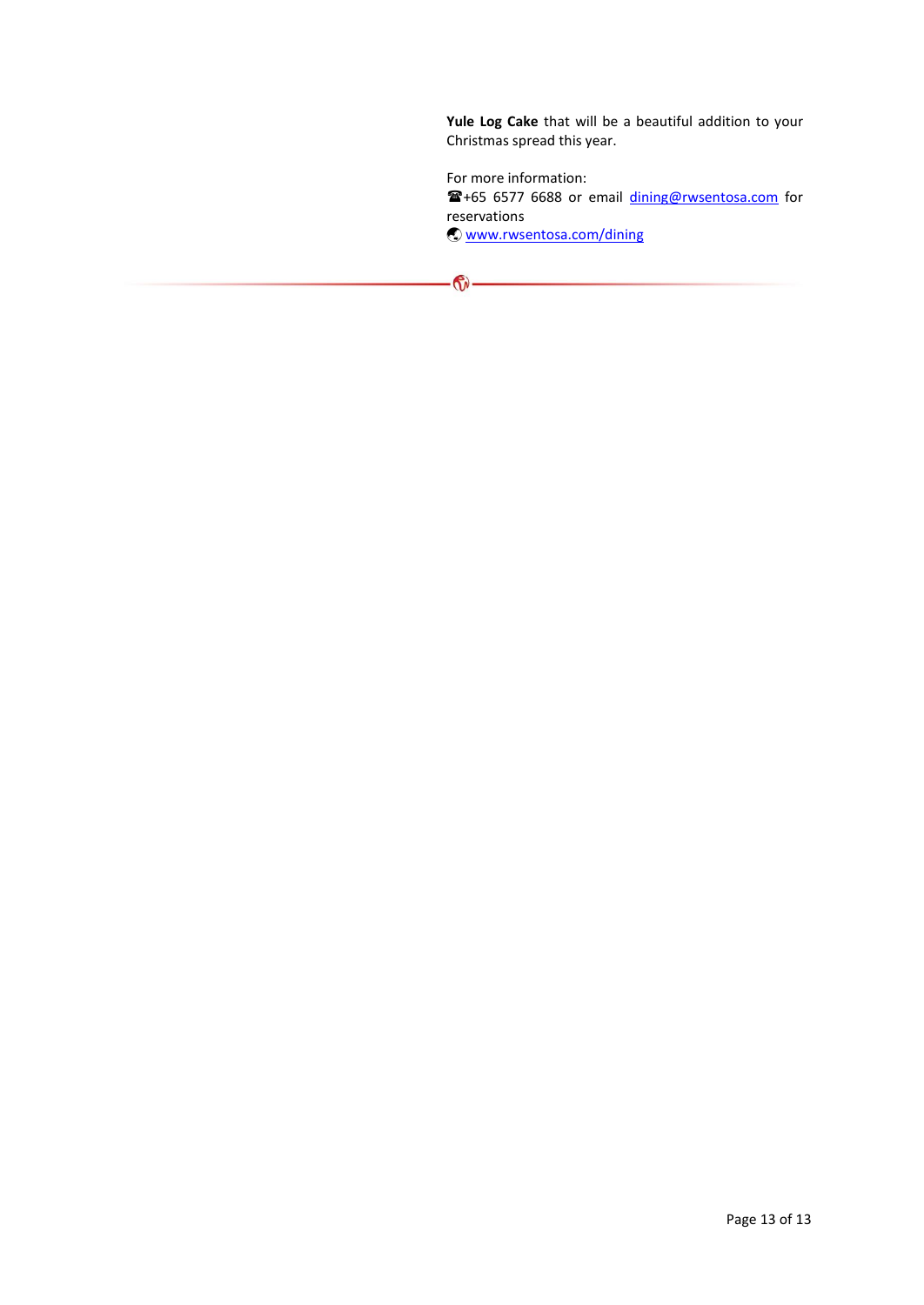**Yule Log Cake** that will be a beautiful addition to your Christmas spread this year.

For more information:
☎+65 6577 6688 or email dining@rwsentosa.com for reservations
🌏 www.rwsentosa.com/dining